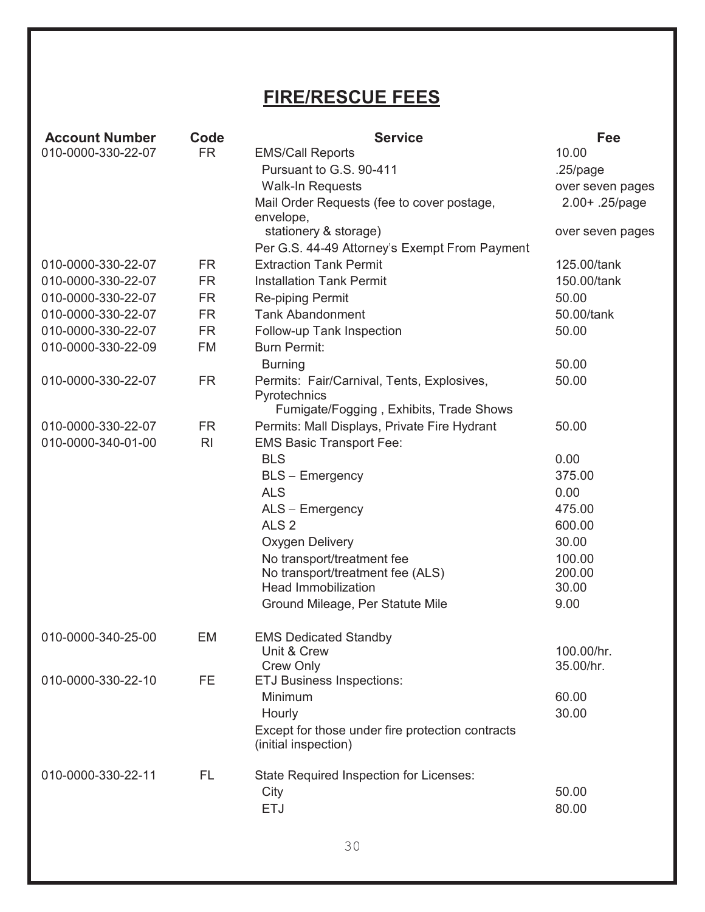# FIRE/RESCUE FEES

| Account Number | Code | Service | Fee |
|---|---|---|---|
| 010-0000-330-22-07 | FR | EMS/Call Reports | 10.00 |
| | | Pursuant to G.S. 90-411 | .25/page |
| | | Walk-In Requests | over seven pages |
| | | Mail Order Requests (fee to cover postage, envelope, stationery & storage) | 2.00+ .25/page over seven pages |
| | | Per G.S. 44-49 Attorney's Exempt From Payment | |
| 010-0000-330-22-07 | FR | Extraction Tank Permit | 125.00/tank |
| 010-0000-330-22-07 | FR | Installation Tank Permit | 150.00/tank |
| 010-0000-330-22-07 | FR | Re-piping Permit | 50.00 |
| 010-0000-330-22-07 | FR | Tank Abandonment | 50.00/tank |
| 010-0000-330-22-07 | FR | Follow-up Tank Inspection | 50.00 |
| 010-0000-330-22-09 | FM | Burn Permit: | |
| | | Burning | 50.00 |
| 010-0000-330-22-07 | FR | Permits: Fair/Carnival, Tents, Explosives, Pyrotechnics Fumigate/Fogging , Exhibits, Trade Shows | 50.00 |
| 010-0000-330-22-07 | FR | Permits: Mall Displays, Private Fire Hydrant | 50.00 |
| 010-0000-340-01-00 | RI | EMS Basic Transport Fee: | |
| | | BLS | 0.00 |
| | | BLS – Emergency | 375.00 |
| | | ALS | 0.00 |
| | | ALS – Emergency | 475.00 |
| | | ALS 2 | 600.00 |
| | | Oxygen Delivery | 30.00 |
| | | No transport/treatment fee | 100.00 |
| | | No transport/treatment fee (ALS) | 200.00 |
| | | Head Immobilization | 30.00 |
| | | Ground Mileage, Per Statute Mile | 9.00 |
| 010-0000-340-25-00 | EM | EMS Dedicated Standby | |
| | | Unit & Crew | 100.00/hr. |
| | | Crew Only | 35.00/hr. |
| 010-0000-330-22-10 | FE | ETJ Business Inspections: | |
| | | Minimum | 60.00 |
| | | Hourly | 30.00 |
| | | Except for those under fire protection contracts (initial inspection) | |
| 010-0000-330-22-11 | FL | State Required Inspection for Licenses: | |
| | | City | 50.00 |
| | | ETJ | 80.00 |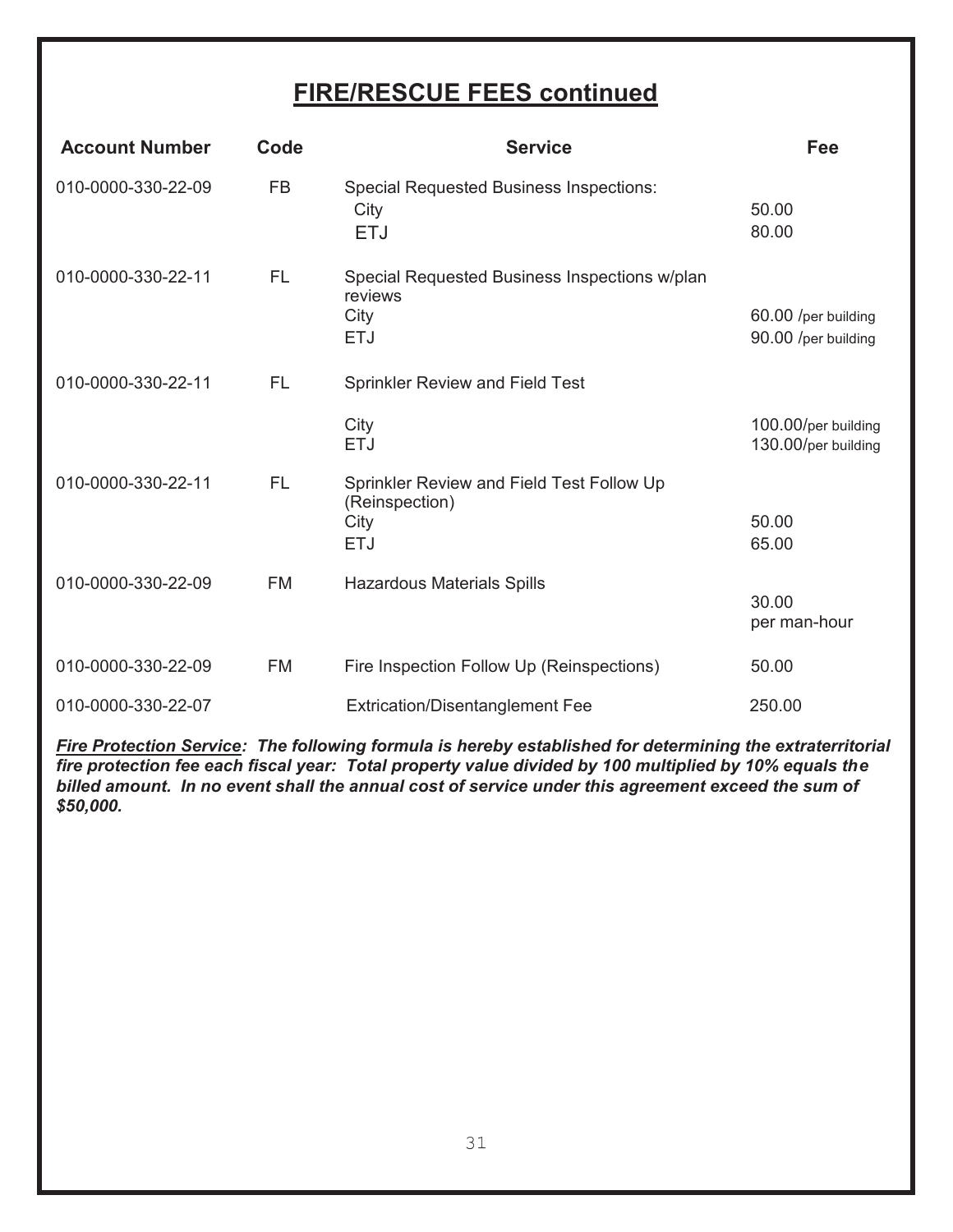## FIRE/RESCUE FEES continued

| Account Number | Code | Service | Fee |
|---|---|---|---|
| 010-0000-330-22-09 | FB | Special Requested Business Inspections: | |
| | | City | 50.00 |
| | | ETJ | 80.00 |
| 010-0000-330-22-11 | FL | Special Requested Business Inspections w/plan reviews | |
| | | City | 60.00 /per building |
| | | ETJ | 90.00 /per building |
| 010-0000-330-22-11 | FL | Sprinkler Review and Field Test | |
| | | City | 100.00/per building |
| | | ETJ | 130.00/per building |
| 010-0000-330-22-11 | FL | Sprinkler Review and Field Test Follow Up (Reinspection) | |
| | | City | 50.00 |
| | | ETJ | 65.00 |
| 010-0000-330-22-09 | FM | Hazardous Materials Spills | 30.00 per man-hour |
| 010-0000-330-22-09 | FM | Fire Inspection Follow Up (Reinspections) | 50.00 |
| 010-0000-330-22-07 | | Extrication/Disentanglement Fee | 250.00 |

***Fire Protection Service**: The following formula is hereby established for determining the extraterritorial fire protection fee each fiscal year: Total property value divided by 100 multiplied by 10% equals the billed amount. In no event shall the annual cost of service under this agreement exceed the sum of $50,000.*